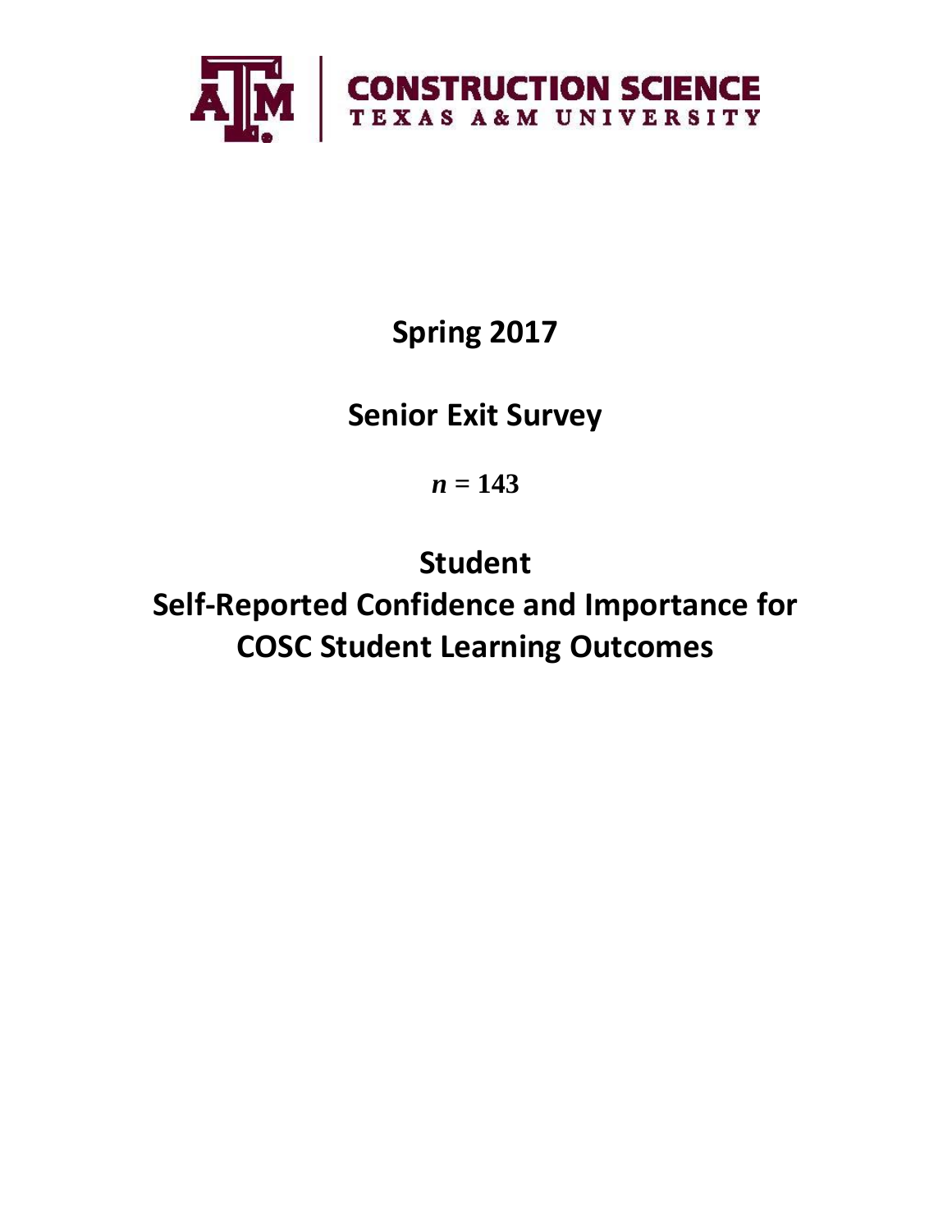CONSTRUCTION SCIENCE
TEXAS A&M UNIVERSITY

# Spring 2017

# Senior Exit Survey

***n* = 143**

# Student
# Self-Reported Confidence and Importance for COSC Student Learning Outcomes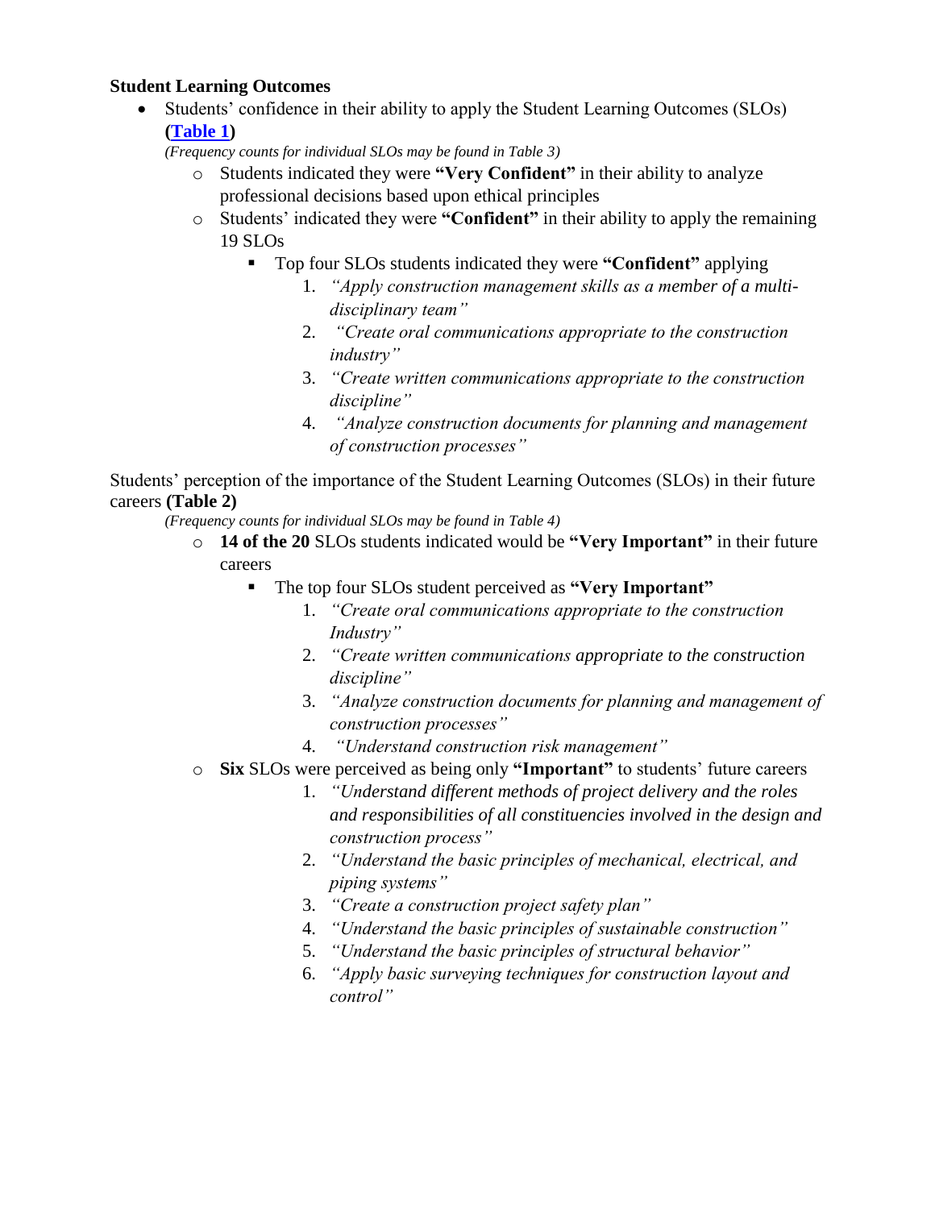**Student Learning Outcomes**

- Students' confidence in their ability to apply the Student Learning Outcomes (SLOs) **(Table 1)**
  *(Frequency counts for individual SLOs may be found in Table 3)*
  - Students indicated they were **"Very Confident"** in their ability to analyze professional decisions based upon ethical principles
  - Students' indicated they were **"Confident"** in their ability to apply the remaining 19 SLOs
    - Top four SLOs students indicated they were **"Confident"** applying
      1. *"Apply construction management skills as a member of a multi-disciplinary team"*
      2. *"Create oral communications appropriate to the construction industry"*
      3. *"Create written communications appropriate to the construction discipline"*
      4. *"Analyze construction documents for planning and management of construction processes"*

Students' perception of the importance of the Student Learning Outcomes (SLOs) in their future careers **(Table 2)**

*(Frequency counts for individual SLOs may be found in Table 4)*

- **14 of the 20** SLOs students indicated would be **"Very Important"** in their future careers
  - The top four SLOs student perceived as **"Very Important"**
    1. *"Create oral communications appropriate to the construction Industry"*
    2. *"Create written communications appropriate to the construction discipline"*
    3. *"Analyze construction documents for planning and management of construction processes"*
    4. *"Understand construction risk management"*
- **Six** SLOs were perceived as being only **"Important"** to students' future careers
  1. *"Understand different methods of project delivery and the roles and responsibilities of all constituencies involved in the design and construction process"*
  2. *"Understand the basic principles of mechanical, electrical, and piping systems"*
  3. *"Create a construction project safety plan"*
  4. *"Understand the basic principles of sustainable construction"*
  5. *"Understand the basic principles of structural behavior"*
  6. *"Apply basic surveying techniques for construction layout and control"*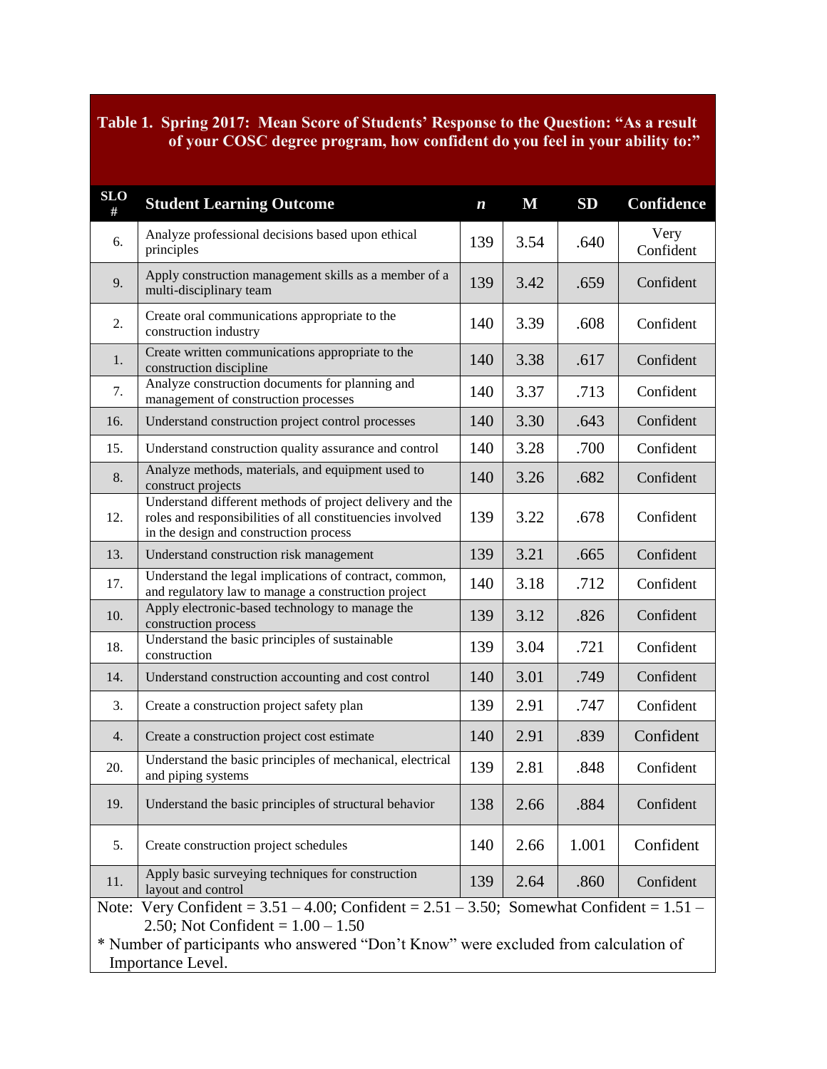**Table 1. Spring 2017: Mean Score of Students' Response to the Question: "As a result of your COSC degree program, how confident do you feel in your ability to:"**

| SLO # | Student Learning Outcome | *n* | M | SD | Confidence |
|---|---|---|---|---|---|
| 6. | Analyze professional decisions based upon ethical principles | 139 | 3.54 | .640 | Very Confident |
| 9. | Apply construction management skills as a member of a multi-disciplinary team | 139 | 3.42 | .659 | Confident |
| 2. | Create oral communications appropriate to the construction industry | 140 | 3.39 | .608 | Confident |
| 1. | Create written communications appropriate to the construction discipline | 140 | 3.38 | .617 | Confident |
| 7. | Analyze construction documents for planning and management of construction processes | 140 | 3.37 | .713 | Confident |
| 16. | Understand construction project control processes | 140 | 3.30 | .643 | Confident |
| 15. | Understand construction quality assurance and control | 140 | 3.28 | .700 | Confident |
| 8. | Analyze methods, materials, and equipment used to construct projects | 140 | 3.26 | .682 | Confident |
| 12. | Understand different methods of project delivery and the roles and responsibilities of all constituencies involved in the design and construction process | 139 | 3.22 | .678 | Confident |
| 13. | Understand construction risk management | 139 | 3.21 | .665 | Confident |
| 17. | Understand the legal implications of contract, common, and regulatory law to manage a construction project | 140 | 3.18 | .712 | Confident |
| 10. | Apply electronic-based technology to manage the construction process | 139 | 3.12 | .826 | Confident |
| 18. | Understand the basic principles of sustainable construction | 139 | 3.04 | .721 | Confident |
| 14. | Understand construction accounting and cost control | 140 | 3.01 | .749 | Confident |
| 3. | Create a construction project safety plan | 139 | 2.91 | .747 | Confident |
| 4. | Create a construction project cost estimate | 140 | 2.91 | .839 | Confident |
| 20. | Understand the basic principles of mechanical, electrical and piping systems | 139 | 2.81 | .848 | Confident |
| 19. | Understand the basic principles of structural behavior | 138 | 2.66 | .884 | Confident |
| 5. | Create construction project schedules | 140 | 2.66 | 1.001 | Confident |
| 11. | Apply basic surveying techniques for construction layout and control | 139 | 2.64 | .860 | Confident |

Note: Very Confident = 3.51 – 4.00; Confident = 2.51 – 3.50; Somewhat Confident = 1.51 – 2.50; Not Confident = 1.00 – 1.50

* Number of participants who answered "Don't Know" were excluded from calculation of Importance Level.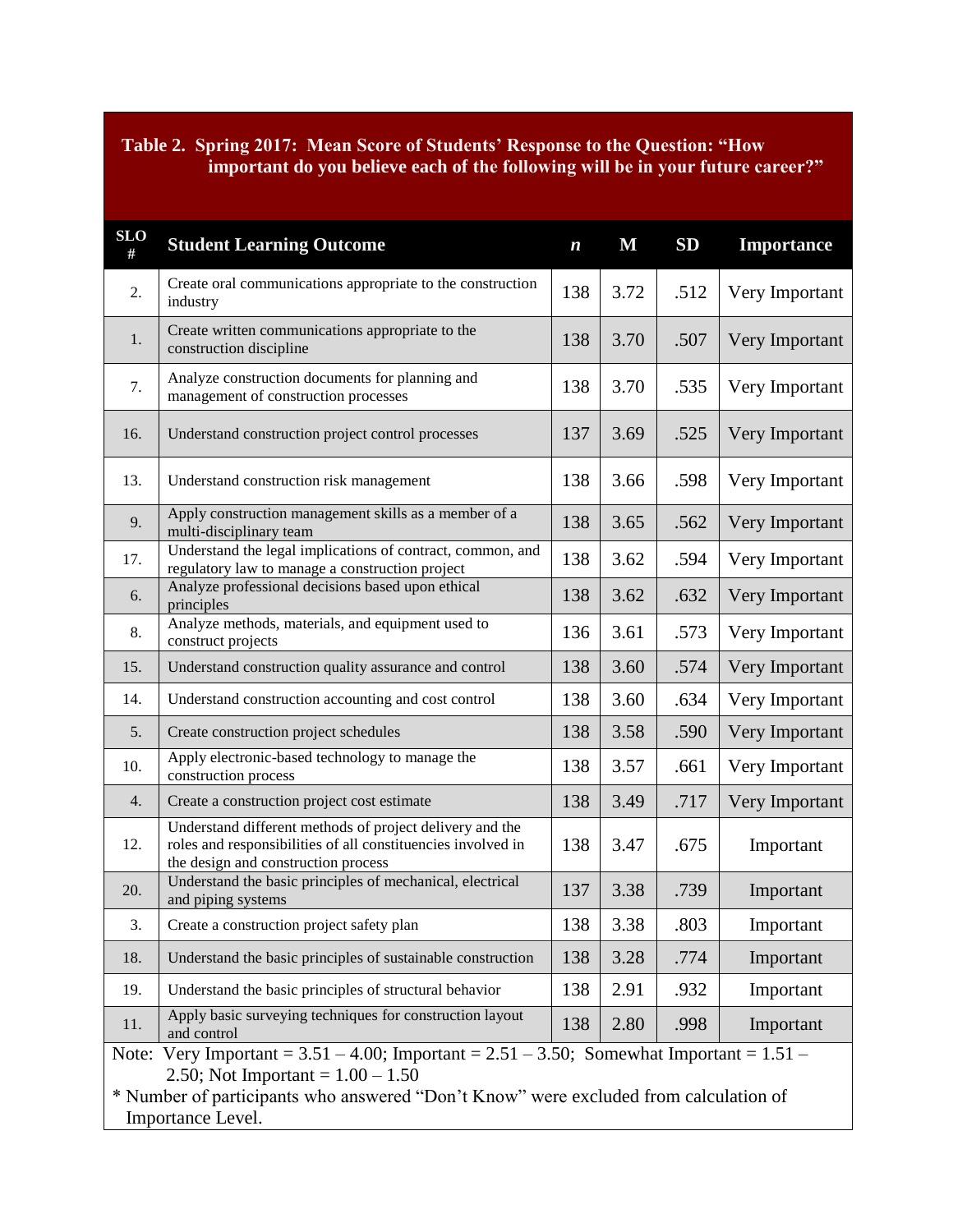**Table 2. Spring 2017: Mean Score of Students' Response to the Question: "How important do you believe each of the following will be in your future career?"**

| SLO # | Student Learning Outcome | *n* | M | SD | Importance |
|---|---|---|---|---|---|
| 2. | Create oral communications appropriate to the construction industry | 138 | 3.72 | .512 | Very Important |
| 1. | Create written communications appropriate to the construction discipline | 138 | 3.70 | .507 | Very Important |
| 7. | Analyze construction documents for planning and management of construction processes | 138 | 3.70 | .535 | Very Important |
| 16. | Understand construction project control processes | 137 | 3.69 | .525 | Very Important |
| 13. | Understand construction risk management | 138 | 3.66 | .598 | Very Important |
| 9. | Apply construction management skills as a member of a multi-disciplinary team | 138 | 3.65 | .562 | Very Important |
| 17. | Understand the legal implications of contract, common, and regulatory law to manage a construction project | 138 | 3.62 | .594 | Very Important |
| 6. | Analyze professional decisions based upon ethical principles | 138 | 3.62 | .632 | Very Important |
| 8. | Analyze methods, materials, and equipment used to construct projects | 136 | 3.61 | .573 | Very Important |
| 15. | Understand construction quality assurance and control | 138 | 3.60 | .574 | Very Important |
| 14. | Understand construction accounting and cost control | 138 | 3.60 | .634 | Very Important |
| 5. | Create construction project schedules | 138 | 3.58 | .590 | Very Important |
| 10. | Apply electronic-based technology to manage the construction process | 138 | 3.57 | .661 | Very Important |
| 4. | Create a construction project cost estimate | 138 | 3.49 | .717 | Very Important |
| 12. | Understand different methods of project delivery and the roles and responsibilities of all constituencies involved in the design and construction process | 138 | 3.47 | .675 | Important |
| 20. | Understand the basic principles of mechanical, electrical and piping systems | 137 | 3.38 | .739 | Important |
| 3. | Create a construction project safety plan | 138 | 3.38 | .803 | Important |
| 18. | Understand the basic principles of sustainable construction | 138 | 3.28 | .774 | Important |
| 19. | Understand the basic principles of structural behavior | 138 | 2.91 | .932 | Important |
| 11. | Apply basic surveying techniques for construction layout and control | 138 | 2.80 | .998 | Important |

Note: Very Important = 3.51 – 4.00; Important = 2.51 – 3.50; Somewhat Important = 1.51 – 2.50; Not Important = 1.00 – 1.50

* Number of participants who answered "Don't Know" were excluded from calculation of Importance Level.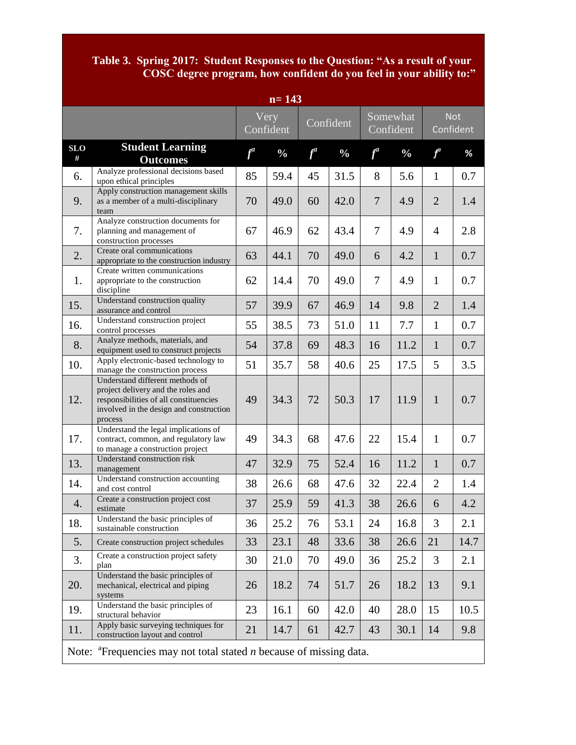**Table 3. Spring 2017: Student Responses to the Question: "As a result of your COSC degree program, how confident do you feel in your ability to:"**

**n= 143**

| | | Very Confident | | Confident | | Somewhat Confident | | Not Confident | |
|---|---|---|---|---|---|---|---|---|---|
| **SLO #** | **Student Learning Outcomes** | ***f*[a]** | **%** | ***f*[a]** | **%** | ***f*[a]** | **%** | ***f*[a]** | **%** |
| 6. | Analyze professional decisions based upon ethical principles | 85 | 59.4 | 45 | 31.5 | 8 | 5.6 | 1 | 0.7 |
| 9. | Apply construction management skills as a member of a multi-disciplinary team | 70 | 49.0 | 60 | 42.0 | 7 | 4.9 | 2 | 1.4 |
| 7. | Analyze construction documents for planning and management of construction processes | 67 | 46.9 | 62 | 43.4 | 7 | 4.9 | 4 | 2.8 |
| 2. | Create oral communications appropriate to the construction industry | 63 | 44.1 | 70 | 49.0 | 6 | 4.2 | 1 | 0.7 |
| 1. | Create written communications appropriate to the construction discipline | 62 | 14.4 | 70 | 49.0 | 7 | 4.9 | 1 | 0.7 |
| 15. | Understand construction quality assurance and control | 57 | 39.9 | 67 | 46.9 | 14 | 9.8 | 2 | 1.4 |
| 16. | Understand construction project control processes | 55 | 38.5 | 73 | 51.0 | 11 | 7.7 | 1 | 0.7 |
| 8. | Analyze methods, materials, and equipment used to construct projects | 54 | 37.8 | 69 | 48.3 | 16 | 11.2 | 1 | 0.7 |
| 10. | Apply electronic-based technology to manage the construction process | 51 | 35.7 | 58 | 40.6 | 25 | 17.5 | 5 | 3.5 |
| 12. | Understand different methods of project delivery and the roles and responsibilities of all constituencies involved in the design and construction process | 49 | 34.3 | 72 | 50.3 | 17 | 11.9 | 1 | 0.7 |
| 17. | Understand the legal implications of contract, common, and regulatory law to manage a construction project | 49 | 34.3 | 68 | 47.6 | 22 | 15.4 | 1 | 0.7 |
| 13. | Understand construction risk management | 47 | 32.9 | 75 | 52.4 | 16 | 11.2 | 1 | 0.7 |
| 14. | Understand construction accounting and cost control | 38 | 26.6 | 68 | 47.6 | 32 | 22.4 | 2 | 1.4 |
| 4. | Create a construction project cost estimate | 37 | 25.9 | 59 | 41.3 | 38 | 26.6 | 6 | 4.2 |
| 18. | Understand the basic principles of sustainable construction | 36 | 25.2 | 76 | 53.1 | 24 | 16.8 | 3 | 2.1 |
| 5. | Create construction project schedules | 33 | 23.1 | 48 | 33.6 | 38 | 26.6 | 21 | 14.7 |
| 3. | Create a construction project safety plan | 30 | 21.0 | 70 | 49.0 | 36 | 25.2 | 3 | 2.1 |
| 20. | Understand the basic principles of mechanical, electrical and piping systems | 26 | 18.2 | 74 | 51.7 | 26 | 18.2 | 13 | 9.1 |
| 19. | Understand the basic principles of structural behavior | 23 | 16.1 | 60 | 42.0 | 40 | 28.0 | 15 | 10.5 |
| 11. | Apply basic surveying techniques for construction layout and control | 21 | 14.7 | 61 | 42.7 | 43 | 30.1 | 14 | 9.8 |

Note: [a]Frequencies may not total stated *n* because of missing data.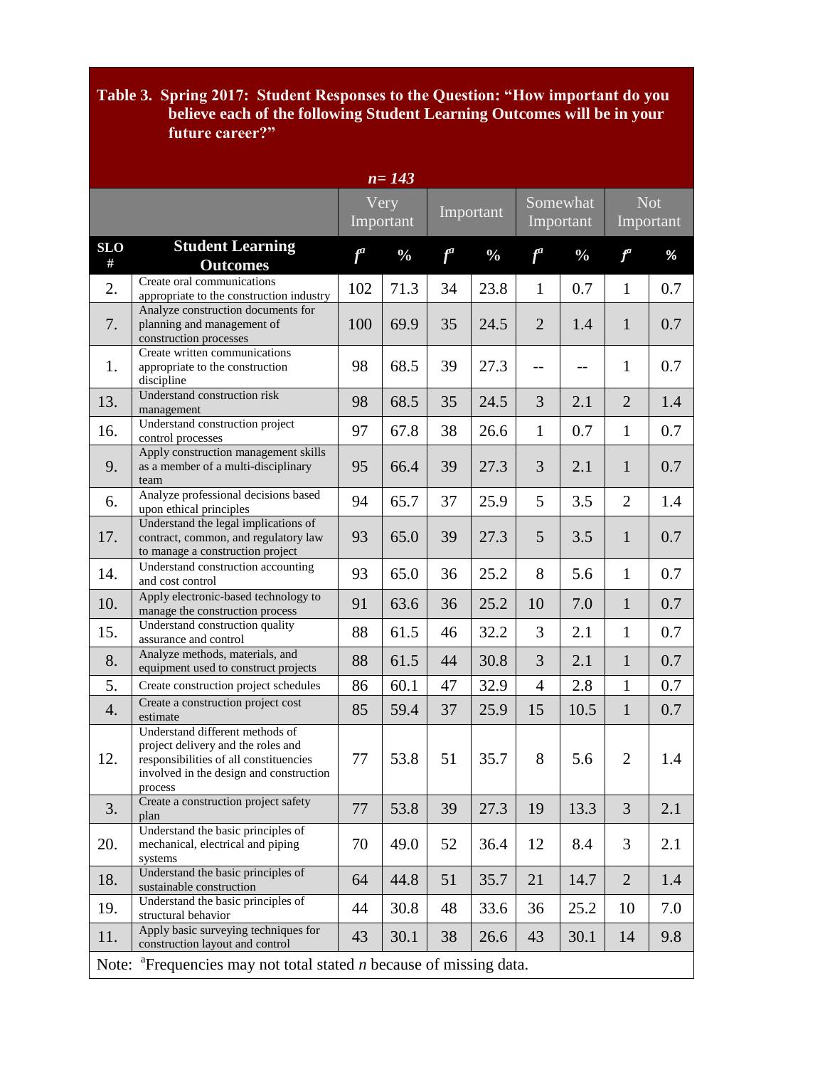**Table 3. Spring 2017: Student Responses to the Question: "How important do you believe each of the following Student Learning Outcomes will be in your future career?"**

*n= 143*

| | | Very Important | | Important | | Somewhat Important | | Not Important | |
|---|---|---|---|---|---|---|---|---|---|
| **SLO #** | **Student Learning Outcomes** | $f^a$ | % | $f^a$ | % | $f^a$ | % | $f^a$ | % |
| 2. | Create oral communications appropriate to the construction industry | 102 | 71.3 | 34 | 23.8 | 1 | 0.7 | 1 | 0.7 |
| 7. | Analyze construction documents for planning and management of construction processes | 100 | 69.9 | 35 | 24.5 | 2 | 1.4 | 1 | 0.7 |
| 1. | Create written communications appropriate to the construction discipline | 98 | 68.5 | 39 | 27.3 | -- | -- | 1 | 0.7 |
| 13. | Understand construction risk management | 98 | 68.5 | 35 | 24.5 | 3 | 2.1 | 2 | 1.4 |
| 16. | Understand construction project control processes | 97 | 67.8 | 38 | 26.6 | 1 | 0.7 | 1 | 0.7 |
| 9. | Apply construction management skills as a member of a multi-disciplinary team | 95 | 66.4 | 39 | 27.3 | 3 | 2.1 | 1 | 0.7 |
| 6. | Analyze professional decisions based upon ethical principles | 94 | 65.7 | 37 | 25.9 | 5 | 3.5 | 2 | 1.4 |
| 17. | Understand the legal implications of contract, common, and regulatory law to manage a construction project | 93 | 65.0 | 39 | 27.3 | 5 | 3.5 | 1 | 0.7 |
| 14. | Understand construction accounting and cost control | 93 | 65.0 | 36 | 25.2 | 8 | 5.6 | 1 | 0.7 |
| 10. | Apply electronic-based technology to manage the construction process | 91 | 63.6 | 36 | 25.2 | 10 | 7.0 | 1 | 0.7 |
| 15. | Understand construction quality assurance and control | 88 | 61.5 | 46 | 32.2 | 3 | 2.1 | 1 | 0.7 |
| 8. | Analyze methods, materials, and equipment used to construct projects | 88 | 61.5 | 44 | 30.8 | 3 | 2.1 | 1 | 0.7 |
| 5. | Create construction project schedules | 86 | 60.1 | 47 | 32.9 | 4 | 2.8 | 1 | 0.7 |
| 4. | Create a construction project cost estimate | 85 | 59.4 | 37 | 25.9 | 15 | 10.5 | 1 | 0.7 |
| 12. | Understand different methods of project delivery and the roles and responsibilities of all constituencies involved in the design and construction process | 77 | 53.8 | 51 | 35.7 | 8 | 5.6 | 2 | 1.4 |
| 3. | Create a construction project safety plan | 77 | 53.8 | 39 | 27.3 | 19 | 13.3 | 3 | 2.1 |
| 20. | Understand the basic principles of mechanical, electrical and piping systems | 70 | 49.0 | 52 | 36.4 | 12 | 8.4 | 3 | 2.1 |
| 18. | Understand the basic principles of sustainable construction | 64 | 44.8 | 51 | 35.7 | 21 | 14.7 | 2 | 1.4 |
| 19. | Understand the basic principles of structural behavior | 44 | 30.8 | 48 | 33.6 | 36 | 25.2 | 10 | 7.0 |
| 11. | Apply basic surveying techniques for construction layout and control | 43 | 30.1 | 38 | 26.6 | 43 | 30.1 | 14 | 9.8 |

Note: [a]Frequencies may not total stated *n* because of missing data.